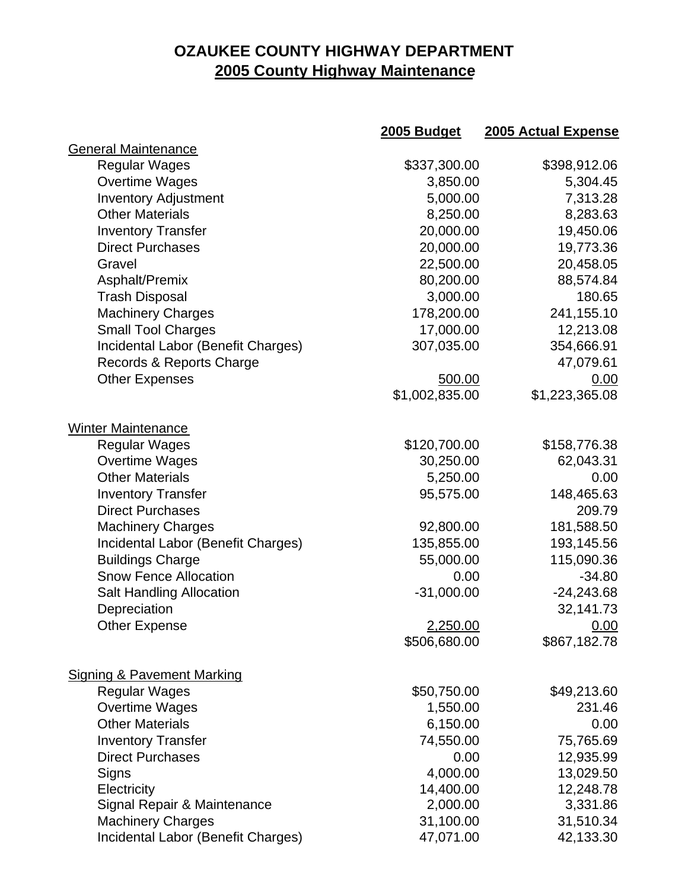# OZAUKEE COUNTY HIGHWAY DEPARTMENT
## 2005 County Highway Maintenance

| | 2005 Budget | 2005 Actual Expense |
|---|---|---|
| General Maintenance | | |
| Regular Wages | $337,300.00 | $398,912.06 |
| Overtime Wages | 3,850.00 | 5,304.45 |
| Inventory Adjustment | 5,000.00 | 7,313.28 |
| Other Materials | 8,250.00 | 8,283.63 |
| Inventory Transfer | 20,000.00 | 19,450.06 |
| Direct Purchases | 20,000.00 | 19,773.36 |
| Gravel | 22,500.00 | 20,458.05 |
| Asphalt/Premix | 80,200.00 | 88,574.84 |
| Trash Disposal | 3,000.00 | 180.65 |
| Machinery Charges | 178,200.00 | 241,155.10 |
| Small Tool Charges | 17,000.00 | 12,213.08 |
| Incidental Labor (Benefit Charges) | 307,035.00 | 354,666.91 |
| Records & Reports Charge | | 47,079.61 |
| Other Expenses | 500.00 | 0.00 |
| | $1,002,835.00 | $1,223,365.08 |
| Winter Maintenance | | |
| Regular Wages | $120,700.00 | $158,776.38 |
| Overtime Wages | 30,250.00 | 62,043.31 |
| Other Materials | 5,250.00 | 0.00 |
| Inventory Transfer | 95,575.00 | 148,465.63 |
| Direct Purchases | | 209.79 |
| Machinery Charges | 92,800.00 | 181,588.50 |
| Incidental Labor (Benefit Charges) | 135,855.00 | 193,145.56 |
| Buildings Charge | 55,000.00 | 115,090.36 |
| Snow Fence Allocation | 0.00 | -34.80 |
| Salt Handling Allocation | -31,000.00 | -24,243.68 |
| Depreciation | | 32,141.73 |
| Other Expense | 2,250.00 | 0.00 |
| | $506,680.00 | $867,182.78 |
| Signing & Pavement Marking | | |
| Regular Wages | $50,750.00 | $49,213.60 |
| Overtime Wages | 1,550.00 | 231.46 |
| Other Materials | 6,150.00 | 0.00 |
| Inventory Transfer | 74,550.00 | 75,765.69 |
| Direct Purchases | 0.00 | 12,935.99 |
| Signs | 4,000.00 | 13,029.50 |
| Electricity | 14,400.00 | 12,248.78 |
| Signal Repair & Maintenance | 2,000.00 | 3,331.86 |
| Machinery Charges | 31,100.00 | 31,510.34 |
| Incidental Labor (Benefit Charges) | 47,071.00 | 42,133.30 |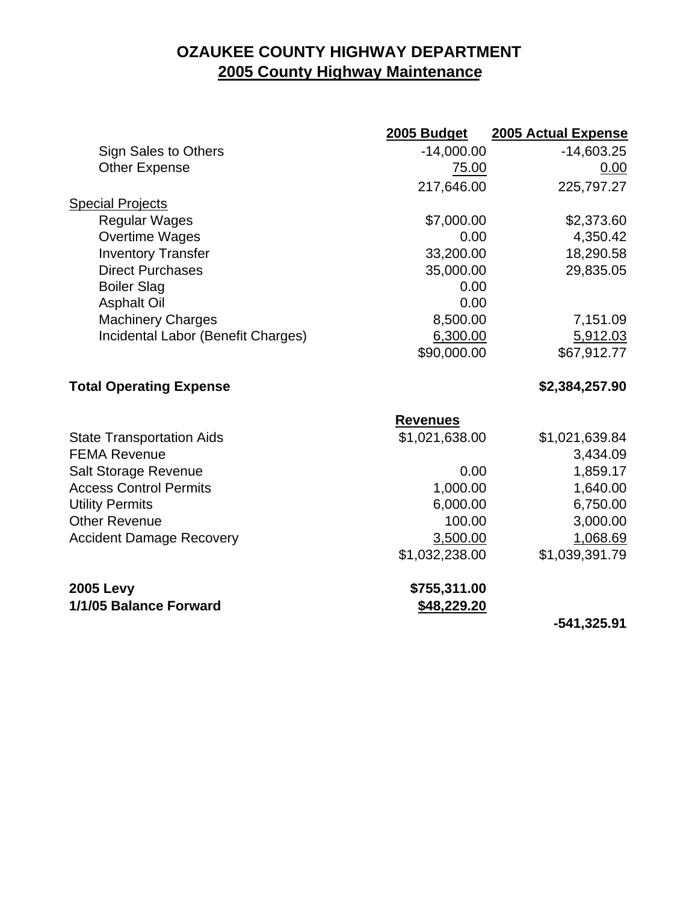# OZAUKEE COUNTY HIGHWAY DEPARTMENT

## 2005 County Highway Maintenance

| | 2005 Budget | 2005 Actual Expense |
|---|---|---|
| Sign Sales to Others | -14,000.00 | -14,603.25 |
| Other Expense | 75.00 | 0.00 |
| | 217,646.00 | 225,797.27 |
| Special Projects | | |
| Regular Wages | $7,000.00 | $2,373.60 |
| Overtime Wages | 0.00 | 4,350.42 |
| Inventory Transfer | 33,200.00 | 18,290.58 |
| Direct Purchases | 35,000.00 | 29,835.05 |
| Boiler Slag | 0.00 | |
| Asphalt Oil | 0.00 | |
| Machinery Charges | 8,500.00 | 7,151.09 |
| Incidental Labor (Benefit Charges) | 6,300.00 | 5,912.03 |
| | $90,000.00 | $67,912.77 |
| **Total Operating Expense** | | **$2,384,257.90** |
| | **Revenues** | |
| State Transportation Aids | $1,021,638.00 | $1,021,639.84 |
| FEMA Revenue | | 3,434.09 |
| Salt Storage Revenue | 0.00 | 1,859.17 |
| Access Control Permits | 1,000.00 | 1,640.00 |
| Utility Permits | 6,000.00 | 6,750.00 |
| Other Revenue | 100.00 | 3,000.00 |
| Accident Damage Recovery | 3,500.00 | 1,068.69 |
| | $1,032,238.00 | $1,039,391.79 |
| **2005 Levy** | **$755,311.00** | |
| **1/1/05 Balance Forward** | **$48,229.20** | |
| | | **-541,325.91** |